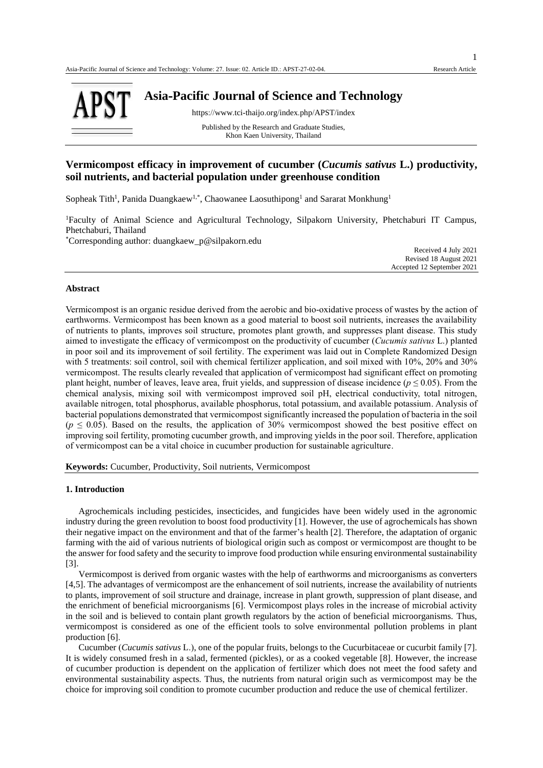# Vermicompost efficacy in improvement of cucumber (*Cucumis sativus* L.) productivity, soil nutrients, and bacterial population under greenhouse condition

Sopheak Tith[1], Panida Duangkaew[1,*], Chaowanee Laosuthipong[1] and Sararat Monkhung[1]

[1]Faculty of Animal Science and Agricultural Technology, Silpakorn University, Phetchaburi IT Campus, Phetchaburi, Thailand

[*]Corresponding author: duangkaew_p@silpakorn.edu

Received 4 July 2021
Revised 18 August 2021
Accepted 12 September 2021

## Abstract

Vermicompost is an organic residue derived from the aerobic and bio-oxidative process of wastes by the action of earthworms. Vermicompost has been known as a good material to boost soil nutrients, increases the availability of nutrients to plants, improves soil structure, promotes plant growth, and suppresses plant disease. This study aimed to investigate the efficacy of vermicompost on the productivity of cucumber (*Cucumis sativus* L.) planted in poor soil and its improvement of soil fertility. The experiment was laid out in Complete Randomized Design with 5 treatments: soil control, soil with chemical fertilizer application, and soil mixed with 10%, 20% and 30% vermicompost. The results clearly revealed that application of vermicompost had significant effect on promoting plant height, number of leaves, leave area, fruit yields, and suppression of disease incidence ($p \leq 0.05$). From the chemical analysis, mixing soil with vermicompost improved soil pH, electrical conductivity, total nitrogen, available nitrogen, total phosphorus, available phosphorus, total potassium, and available potassium. Analysis of bacterial populations demonstrated that vermicompost significantly increased the population of bacteria in the soil ($p \leq 0.05$). Based on the results, the application of 30% vermicompost showed the best positive effect on improving soil fertility, promoting cucumber growth, and improving yields in the poor soil. Therefore, application of vermicompost can be a vital choice in cucumber production for sustainable agriculture.

**Keywords:** Cucumber, Productivity, Soil nutrients, Vermicompost

## 1. Introduction

Agrochemicals including pesticides, insecticides, and fungicides have been widely used in the agronomic industry during the green revolution to boost food productivity [1]. However, the use of agrochemicals has shown their negative impact on the environment and that of the farmer's health [2]. Therefore, the adaptation of organic farming with the aid of various nutrients of biological origin such as compost or vermicompost are thought to be the answer for food safety and the security to improve food production while ensuring environmental sustainability [3].

Vermicompost is derived from organic wastes with the help of earthworms and microorganisms as converters [4,5]. The advantages of vermicompost are the enhancement of soil nutrients, increase the availability of nutrients to plants, improvement of soil structure and drainage, increase in plant growth, suppression of plant disease, and the enrichment of beneficial microorganisms [6]. Vermicompost plays roles in the increase of microbial activity in the soil and is believed to contain plant growth regulators by the action of beneficial microorganisms. Thus, vermicompost is considered as one of the efficient tools to solve environmental pollution problems in plant production [6].

Cucumber (*Cucumis sativus* L.), one of the popular fruits, belongs to the Cucurbitaceae or cucurbit family [7]. It is widely consumed fresh in a salad, fermented (pickles), or as a cooked vegetable [8]. However, the increase of cucumber production is dependent on the application of fertilizer which does not meet the food safety and environmental sustainability aspects. Thus, the nutrients from natural origin such as vermicompost may be the choice for improving soil condition to promote cucumber production and reduce the use of chemical fertilizer.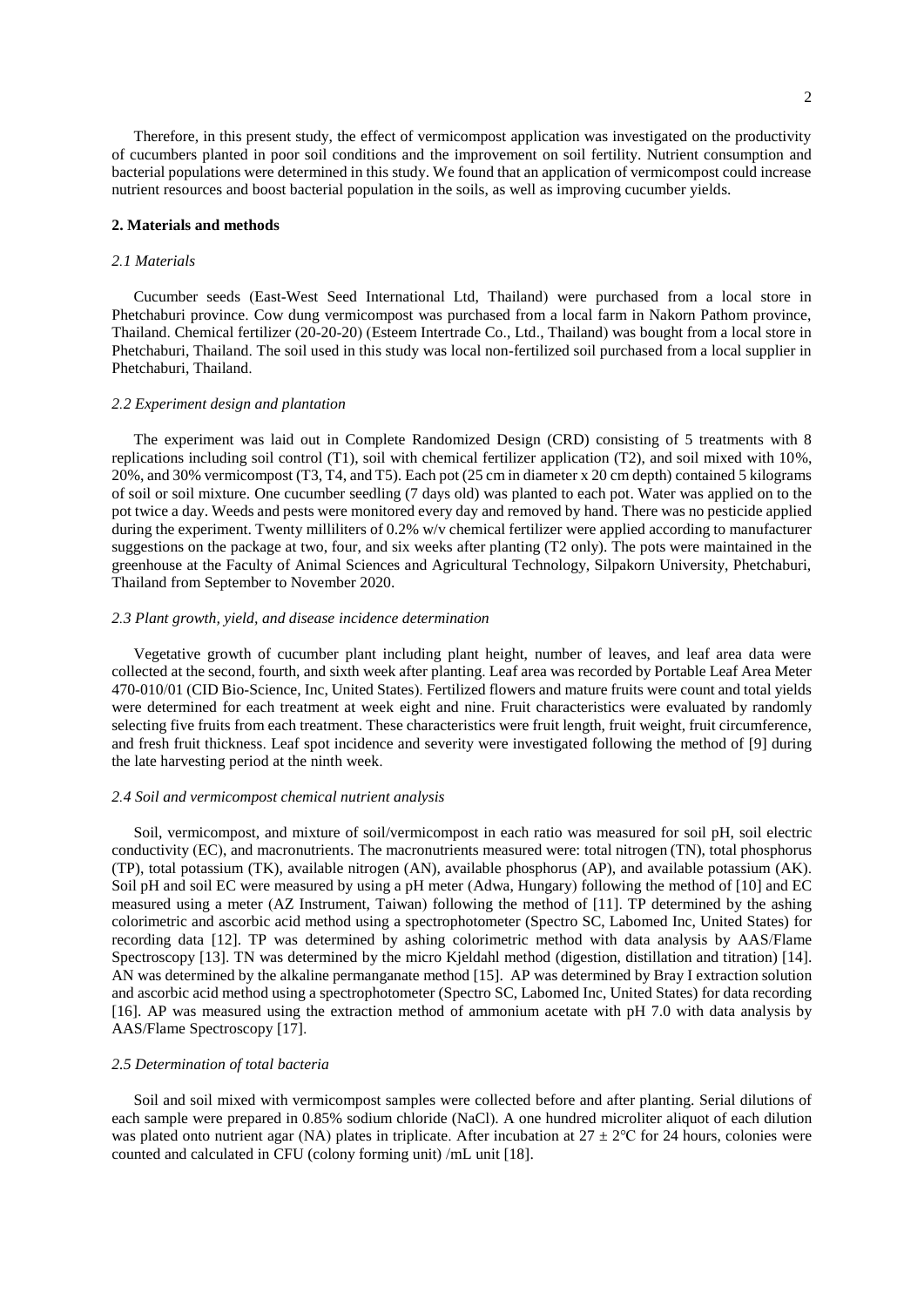Therefore, in this present study, the effect of vermicompost application was investigated on the productivity of cucumbers planted in poor soil conditions and the improvement on soil fertility. Nutrient consumption and bacterial populations were determined in this study. We found that an application of vermicompost could increase nutrient resources and boost bacterial population in the soils, as well as improving cucumber yields.

## 2. Materials and methods

### *2.1 Materials*

Cucumber seeds (East-West Seed International Ltd, Thailand) were purchased from a local store in Phetchaburi province. Cow dung vermicompost was purchased from a local farm in Nakorn Pathom province, Thailand. Chemical fertilizer (20-20-20) (Esteem Intertrade Co., Ltd., Thailand) was bought from a local store in Phetchaburi, Thailand. The soil used in this study was local non-fertilized soil purchased from a local supplier in Phetchaburi, Thailand.

### *2.2 Experiment design and plantation*

The experiment was laid out in Complete Randomized Design (CRD) consisting of 5 treatments with 8 replications including soil control (T1), soil with chemical fertilizer application (T2), and soil mixed with 10%, 20%, and 30% vermicompost (T3, T4, and T5). Each pot (25 cm in diameter x 20 cm depth) contained 5 kilograms of soil or soil mixture. One cucumber seedling (7 days old) was planted to each pot. Water was applied on to the pot twice a day. Weeds and pests were monitored every day and removed by hand. There was no pesticide applied during the experiment. Twenty milliliters of 0.2% w/v chemical fertilizer were applied according to manufacturer suggestions on the package at two, four, and six weeks after planting (T2 only). The pots were maintained in the greenhouse at the Faculty of Animal Sciences and Agricultural Technology, Silpakorn University, Phetchaburi, Thailand from September to November 2020.

### *2.3 Plant growth, yield, and disease incidence determination*

Vegetative growth of cucumber plant including plant height, number of leaves, and leaf area data were collected at the second, fourth, and sixth week after planting. Leaf area was recorded by Portable Leaf Area Meter 470-010/01 (CID Bio-Science, Inc, United States). Fertilized flowers and mature fruits were count and total yields were determined for each treatment at week eight and nine. Fruit characteristics were evaluated by randomly selecting five fruits from each treatment. These characteristics were fruit length, fruit weight, fruit circumference, and fresh fruit thickness. Leaf spot incidence and severity were investigated following the method of [9] during the late harvesting period at the ninth week.

### *2.4 Soil and vermicompost chemical nutrient analysis*

Soil, vermicompost, and mixture of soil/vermicompost in each ratio was measured for soil pH, soil electric conductivity (EC), and macronutrients. The macronutrients measured were: total nitrogen (TN), total phosphorus (TP), total potassium (TK), available nitrogen (AN), available phosphorus (AP), and available potassium (AK). Soil pH and soil EC were measured by using a pH meter (Adwa, Hungary) following the method of [10] and EC measured using a meter (AZ Instrument, Taiwan) following the method of [11]. TP determined by the ashing colorimetric and ascorbic acid method using a spectrophotometer (Spectro SC, Labomed Inc, United States) for recording data [12]. TP was determined by ashing colorimetric method with data analysis by AAS/Flame Spectroscopy [13]. TN was determined by the micro Kjeldahl method (digestion, distillation and titration) [14]. AN was determined by the alkaline permanganate method [15]. AP was determined by Bray I extraction solution and ascorbic acid method using a spectrophotometer (Spectro SC, Labomed Inc, United States) for data recording [16]. AP was measured using the extraction method of ammonium acetate with pH 7.0 with data analysis by AAS/Flame Spectroscopy [17].

### *2.5 Determination of total bacteria*

Soil and soil mixed with vermicompost samples were collected before and after planting. Serial dilutions of each sample were prepared in 0.85% sodium chloride (NaCl). A one hundred microliter aliquot of each dilution was plated onto nutrient agar (NA) plates in triplicate. After incubation at $27 \pm 2$°C for 24 hours, colonies were counted and calculated in CFU (colony forming unit) /mL unit [18].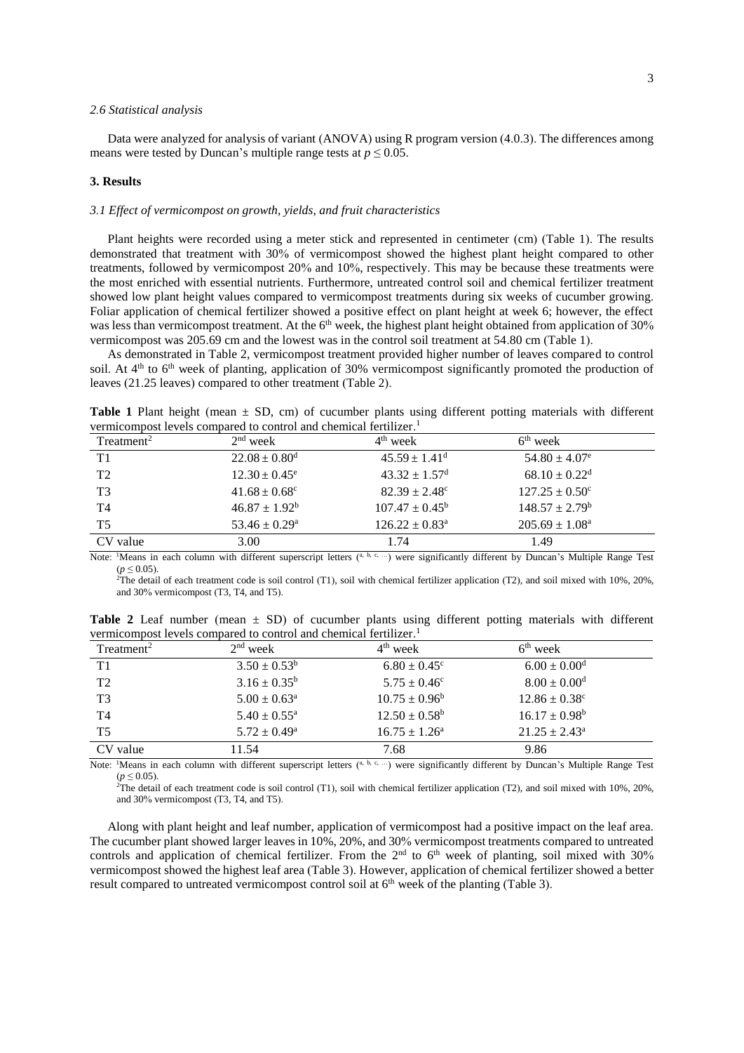*2.6 Statistical analysis*

Data were analyzed for analysis of variant (ANOVA) using R program version (4.0.3). The differences among means were tested by Duncan's multiple range tests at $p \leq 0.05$.

## 3. Results

*3.1 Effect of vermicompost on growth, yields, and fruit characteristics*

Plant heights were recorded using a meter stick and represented in centimeter (cm) (Table 1). The results demonstrated that treatment with 30% of vermicompost showed the highest plant height compared to other treatments, followed by vermicompost 20% and 10%, respectively. This may be because these treatments were the most enriched with essential nutrients. Furthermore, untreated control soil and chemical fertilizer treatment showed low plant height values compared to vermicompost treatments during six weeks of cucumber growing. Foliar application of chemical fertilizer showed a positive effect on plant height at week 6; however, the effect was less than vermicompost treatment. At the 6th week, the highest plant height obtained from application of 30% vermicompost was 205.69 cm and the lowest was in the control soil treatment at 54.80 cm (Table 1).

As demonstrated in Table 2, vermicompost treatment provided higher number of leaves compared to control soil. At 4th to 6th week of planting, application of 30% vermicompost significantly promoted the production of leaves (21.25 leaves) compared to other treatment (Table 2).

**Table 1** Plant height (mean ± SD, cm) of cucumber plants using different potting materials with different vermicompost levels compared to control and chemical fertilizer.[1]

| Treatment[2] | 2nd week | 4th week | 6th week |
|---|---|---|---|
| T1 | $22.08 \pm 0.80^{d}$ | $45.59 \pm 1.41^{d}$ | $54.80 \pm 4.07^{e}$ |
| T2 | $12.30 \pm 0.45^{e}$ | $43.32 \pm 1.57^{d}$ | $68.10 \pm 0.22^{d}$ |
| T3 | $41.68 \pm 0.68^{c}$ | $82.39 \pm 2.48^{c}$ | $127.25 \pm 0.50^{c}$ |
| T4 | $46.87 \pm 1.92^{b}$ | $107.47 \pm 0.45^{b}$ | $148.57 \pm 2.79^{b}$ |
| T5 | $53.46 \pm 0.29^{a}$ | $126.22 \pm 0.83^{a}$ | $205.69 \pm 1.08^{a}$ |
| CV value | 3.00 | 1.74 | 1.49 |

Note: [1]Means in each column with different superscript letters ($^{a, b, c, \cdots}$) were significantly different by Duncan's Multiple Range Test ($p \leq 0.05$).
[2]The detail of each treatment code is soil control (T1), soil with chemical fertilizer application (T2), and soil mixed with 10%, 20%, and 30% vermicompost (T3, T4, and T5).

**Table 2** Leaf number (mean ± SD) of cucumber plants using different potting materials with different vermicompost levels compared to control and chemical fertilizer.[1]

| Treatment[2] | 2nd week | 4th week | 6th week |
|---|---|---|---|
| T1 | $3.50 \pm 0.53^{b}$ | $6.80 \pm 0.45^{c}$ | $6.00 \pm 0.00^{d}$ |
| T2 | $3.16 \pm 0.35^{b}$ | $5.75 \pm 0.46^{c}$ | $8.00 \pm 0.00^{d}$ |
| T3 | $5.00 \pm 0.63^{a}$ | $10.75 \pm 0.96^{b}$ | $12.86 \pm 0.38^{c}$ |
| T4 | $5.40 \pm 0.55^{a}$ | $12.50 \pm 0.58^{b}$ | $16.17 \pm 0.98^{b}$ |
| T5 | $5.72 \pm 0.49^{a}$ | $16.75 \pm 1.26^{a}$ | $21.25 \pm 2.43^{a}$ |
| CV value | 11.54 | 7.68 | 9.86 |

Note: [1]Means in each column with different superscript letters ($^{a, b, c, \cdots}$) were significantly different by Duncan's Multiple Range Test ($p \leq 0.05$).
[2]The detail of each treatment code is soil control (T1), soil with chemical fertilizer application (T2), and soil mixed with 10%, 20%, and 30% vermicompost (T3, T4, and T5).

Along with plant height and leaf number, application of vermicompost had a positive impact on the leaf area. The cucumber plant showed larger leaves in 10%, 20%, and 30% vermicompost treatments compared to untreated controls and application of chemical fertilizer. From the 2nd to 6th week of planting, soil mixed with 30% vermicompost showed the highest leaf area (Table 3). However, application of chemical fertilizer showed a better result compared to untreated vermicompost control soil at 6th week of the planting (Table 3).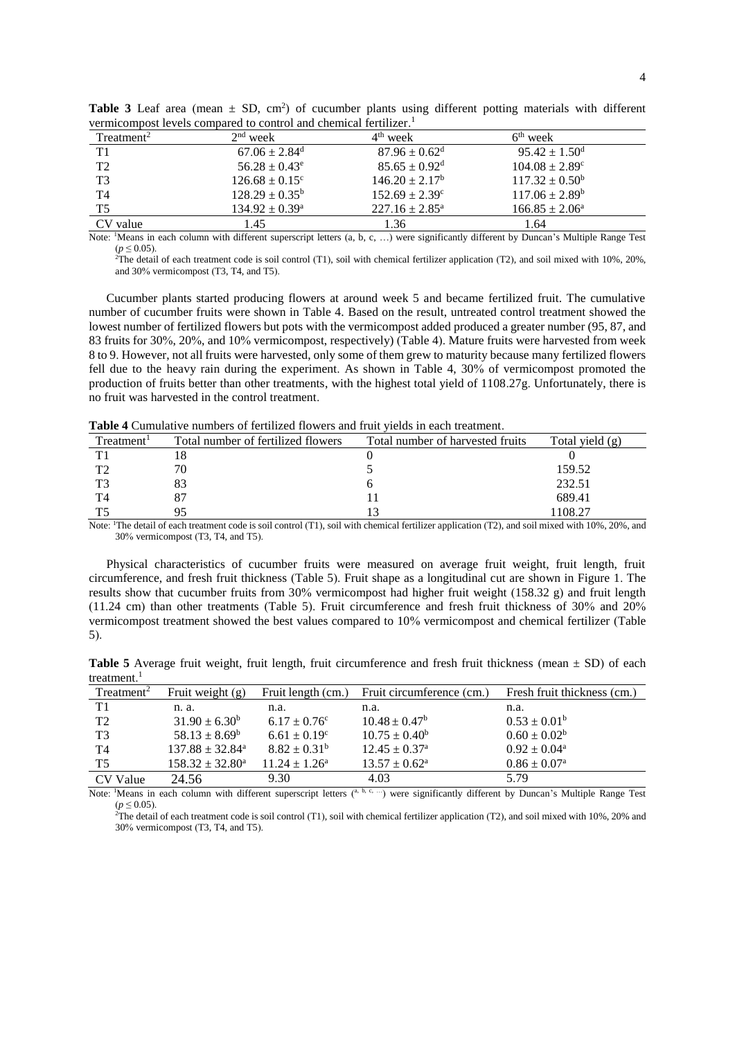**Table 3** Leaf area (mean ± SD, $cm^2$) of cucumber plants using different potting materials with different vermicompost levels compared to control and chemical fertilizer.[1]

| Treatment[2] | 2nd week | 4th week | 6th week |
|---|---|---|---|
| T1 | $67.06 \pm 2.84^d$ | $87.96 \pm 0.62^d$ | $95.42 \pm 1.50^d$ |
| T2 | $56.28 \pm 0.43^e$ | $85.65 \pm 0.92^d$ | $104.08 \pm 2.89^c$ |
| T3 | $126.68 \pm 0.15^c$ | $146.20 \pm 2.17^b$ | $117.32 \pm 0.50^b$ |
| T4 | $128.29 \pm 0.35^b$ | $152.69 \pm 2.39^c$ | $117.06 \pm 2.89^b$ |
| T5 | $134.92 \pm 0.39^a$ | $227.16 \pm 2.85^a$ | $166.85 \pm 2.06^a$ |
| CV value | 1.45 | 1.36 | 1.64 |

Note: [1]Means in each column with different superscript letters (a, b, c, …) were significantly different by Duncan's Multiple Range Test ($p \leq 0.05$).
[2]The detail of each treatment code is soil control (T1), soil with chemical fertilizer application (T2), and soil mixed with 10%, 20%, and 30% vermicompost (T3, T4, and T5).

Cucumber plants started producing flowers at around week 5 and became fertilized fruit. The cumulative number of cucumber fruits were shown in Table 4. Based on the result, untreated control treatment showed the lowest number of fertilized flowers but pots with the vermicompost added produced a greater number (95, 87, and 83 fruits for 30%, 20%, and 10% vermicompost, respectively) (Table 4). Mature fruits were harvested from week 8 to 9. However, not all fruits were harvested, only some of them grew to maturity because many fertilized flowers fell due to the heavy rain during the experiment. As shown in Table 4, 30% of vermicompost promoted the production of fruits better than other treatments, with the highest total yield of 1108.27g. Unfortunately, there is no fruit was harvested in the control treatment.

**Table 4** Cumulative numbers of fertilized flowers and fruit yields in each treatment.

| Treatment[1] | Total number of fertilized flowers | Total number of harvested fruits | Total yield (g) |
|---|---|---|---|
| T1 | 18 | 0 | 0 |
| T2 | 70 | 5 | 159.52 |
| T3 | 83 | 6 | 232.51 |
| T4 | 87 | 11 | 689.41 |
| T5 | 95 | 13 | 1108.27 |

Note: [1]The detail of each treatment code is soil control (T1), soil with chemical fertilizer application (T2), and soil mixed with 10%, 20%, and 30% vermicompost (T3, T4, and T5).

Physical characteristics of cucumber fruits were measured on average fruit weight, fruit length, fruit circumference, and fresh fruit thickness (Table 5). Fruit shape as a longitudinal cut are shown in Figure 1. The results show that cucumber fruits from 30% vermicompost had higher fruit weight (158.32 g) and fruit length (11.24 cm) than other treatments (Table 5). Fruit circumference and fresh fruit thickness of 30% and 20% vermicompost treatment showed the best values compared to 10% vermicompost and chemical fertilizer (Table 5).

**Table 5** Average fruit weight, fruit length, fruit circumference and fresh fruit thickness (mean ± SD) of each treatment.[1]

| Treatment[2] | Fruit weight (g) | Fruit length (cm.) | Fruit circumference (cm.) | Fresh fruit thickness (cm.) |
|---|---|---|---|---|
| T1 | n. a. | n.a. | n.a. | n.a. |
| T2 | $31.90 \pm 6.30^b$ | $6.17 \pm 0.76^c$ | $10.48 \pm 0.47^b$ | $0.53 \pm 0.01^b$ |
| T3 | $58.13 \pm 8.69^b$ | $6.61 \pm 0.19^c$ | $10.75 \pm 0.40^b$ | $0.60 \pm 0.02^b$ |
| T4 | $137.88 \pm 32.84^a$ | $8.82 \pm 0.31^b$ | $12.45 \pm 0.37^a$ | $0.92 \pm 0.04^a$ |
| T5 | $158.32 \pm 32.80^a$ | $11.24 \pm 1.26^a$ | $13.57 \pm 0.62^a$ | $0.86 \pm 0.07^a$ |
| CV Value | 24.56 | 9.30 | 4.03 | 5.79 |

Note: [1]Means in each column with different superscript letters (a, b, c, …) were significantly different by Duncan's Multiple Range Test ($p \leq 0.05$).
[2]The detail of each treatment code is soil control (T1), soil with chemical fertilizer application (T2), and soil mixed with 10%, 20% and 30% vermicompost (T3, T4, and T5).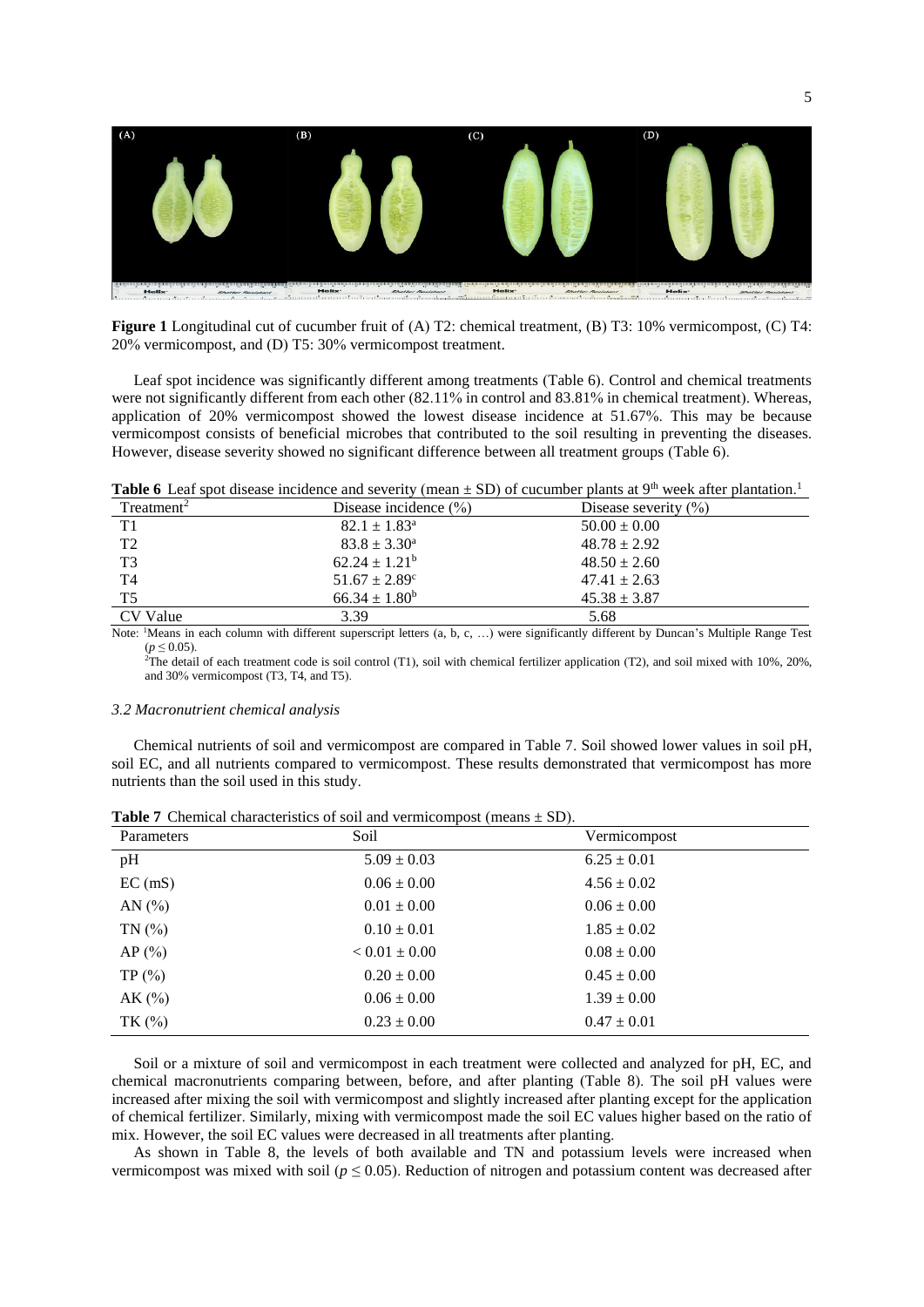**Figure 1** Longitudinal cut of cucumber fruit of (A) T2: chemical treatment, (B) T3: 10% vermicompost, (C) T4: 20% vermicompost, and (D) T5: 30% vermicompost treatment.

Leaf spot incidence was significantly different among treatments (Table 6). Control and chemical treatments were not significantly different from each other (82.11% in control and 83.81% in chemical treatment). Whereas, application of 20% vermicompost showed the lowest disease incidence at 51.67%. This may be because vermicompost consists of beneficial microbes that contributed to the soil resulting in preventing the diseases. However, disease severity showed no significant difference between all treatment groups (Table 6).

**Table 6** Leaf spot disease incidence and severity (mean ± SD) of cucumber plants at 9th week after plantation.[1]

| Treatment[2] | Disease incidence (%) | Disease severity (%) |
|---|---|---|
| T1 | $82.1 \pm 1.83^a$ | $50.00 \pm 0.00$ |
| T2 | $83.8 \pm 3.30^a$ | $48.78 \pm 2.92$ |
| T3 | $62.24 \pm 1.21^b$ | $48.50 \pm 2.60$ |
| T4 | $51.67 \pm 2.89^c$ | $47.41 \pm 2.63$ |
| T5 | $66.34 \pm 1.80^b$ | $45.38 \pm 3.87$ |
| CV Value | 3.39 | 5.68 |

Note: [1]Means in each column with different superscript letters (a, b, c, …) were significantly different by Duncan's Multiple Range Test ($p \leq 0.05$).
[2]The detail of each treatment code is soil control (T1), soil with chemical fertilizer application (T2), and soil mixed with 10%, 20%, and 30% vermicompost (T3, T4, and T5).

### *3.2 Macronutrient chemical analysis*

Chemical nutrients of soil and vermicompost are compared in Table 7. Soil showed lower values in soil pH, soil EC, and all nutrients compared to vermicompost. These results demonstrated that vermicompost has more nutrients than the soil used in this study.

**Table 7** Chemical characteristics of soil and vermicompost (means ± SD).

| Parameters | Soil | Vermicompost |
|---|---|---|
| pH | $5.09 \pm 0.03$ | $6.25 \pm 0.01$ |
| EC (mS) | $0.06 \pm 0.00$ | $4.56 \pm 0.02$ |
| AN (%) | $0.01 \pm 0.00$ | $0.06 \pm 0.00$ |
| TN (%) | $0.10 \pm 0.01$ | $1.85 \pm 0.02$ |
| AP (%) | $< 0.01 \pm 0.00$ | $0.08 \pm 0.00$ |
| TP (%) | $0.20 \pm 0.00$ | $0.45 \pm 0.00$ |
| AK (%) | $0.06 \pm 0.00$ | $1.39 \pm 0.00$ |
| TK (%) | $0.23 \pm 0.00$ | $0.47 \pm 0.01$ |

Soil or a mixture of soil and vermicompost in each treatment were collected and analyzed for pH, EC, and chemical macronutrients comparing between, before, and after planting (Table 8). The soil pH values were increased after mixing the soil with vermicompost and slightly increased after planting except for the application of chemical fertilizer. Similarly, mixing with vermicompost made the soil EC values higher based on the ratio of mix. However, the soil EC values were decreased in all treatments after planting.

As shown in Table 8, the levels of both available and TN and potassium levels were increased when vermicompost was mixed with soil ($p \leq 0.05$). Reduction of nitrogen and potassium content was decreased after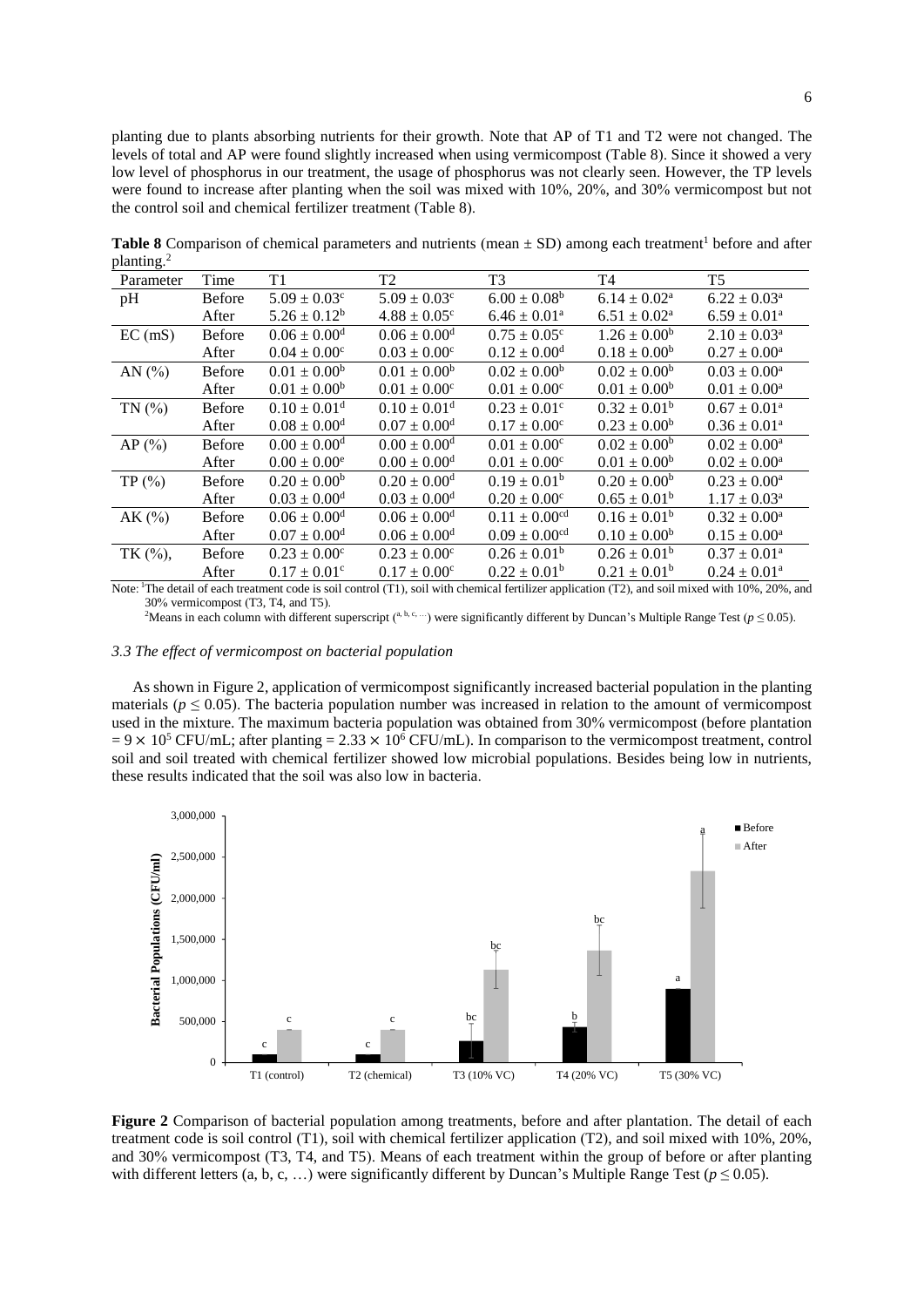planting due to plants absorbing nutrients for their growth. Note that AP of T1 and T2 were not changed. The levels of total and AP were found slightly increased when using vermicompost (Table 8). Since it showed a very low level of phosphorus in our treatment, the usage of phosphorus was not clearly seen. However, the TP levels were found to increase after planting when the soil was mixed with 10%, 20%, and 30% vermicompost but not the control soil and chemical fertilizer treatment (Table 8).

**Table 8** Comparison of chemical parameters and nutrients (mean ± SD) among each treatment[1] before and after planting.[2]

| Parameter | Time | T1 | T2 | T3 | T4 | T5 |
|---|---|---|---|---|---|---|
| pH | Before | $5.09 \pm 0.03^{c}$ | $5.09 \pm 0.03^{c}$ | $6.00 \pm 0.08^{b}$ | $6.14 \pm 0.02^{a}$ | $6.22 \pm 0.03^{a}$ |
| | After | $5.26 \pm 0.12^{b}$ | $4.88 \pm 0.05^{c}$ | $6.46 \pm 0.01^{a}$ | $6.51 \pm 0.02^{a}$ | $6.59 \pm 0.01^{a}$ |
| EC (mS) | Before | $0.06 \pm 0.00^{d}$ | $0.06 \pm 0.00^{d}$ | $0.75 \pm 0.05^{c}$ | $1.26 \pm 0.00^{b}$ | $2.10 \pm 0.03^{a}$ |
| | After | $0.04 \pm 0.00^{c}$ | $0.03 \pm 0.00^{c}$ | $0.12 \pm 0.00^{d}$ | $0.18 \pm 0.00^{b}$ | $0.27 \pm 0.00^{a}$ |
| AN (%) | Before | $0.01 \pm 0.00^{b}$ | $0.01 \pm 0.00^{b}$ | $0.02 \pm 0.00^{b}$ | $0.02 \pm 0.00^{b}$ | $0.03 \pm 0.00^{a}$ |
| | After | $0.01 \pm 0.00^{b}$ | $0.01 \pm 0.00^{c}$ | $0.01 \pm 0.00^{c}$ | $0.01 \pm 0.00^{b}$ | $0.01 \pm 0.00^{a}$ |
| TN (%) | Before | $0.10 \pm 0.01^{d}$ | $0.10 \pm 0.01^{d}$ | $0.23 \pm 0.01^{c}$ | $0.32 \pm 0.01^{b}$ | $0.67 \pm 0.01^{a}$ |
| | After | $0.08 \pm 0.00^{d}$ | $0.07 \pm 0.00^{d}$ | $0.17 \pm 0.00^{c}$ | $0.23 \pm 0.00^{b}$ | $0.36 \pm 0.01^{a}$ |
| AP (%) | Before | $0.00 \pm 0.00^{d}$ | $0.00 \pm 0.00^{d}$ | $0.01 \pm 0.00^{c}$ | $0.02 \pm 0.00^{b}$ | $0.02 \pm 0.00^{a}$ |
| | After | $0.00 \pm 0.00^{e}$ | $0.00 \pm 0.00^{d}$ | $0.01 \pm 0.00^{c}$ | $0.01 \pm 0.00^{b}$ | $0.02 \pm 0.00^{a}$ |
| TP (%) | Before | $0.20 \pm 0.00^{b}$ | $0.20 \pm 0.00^{d}$ | $0.19 \pm 0.01^{b}$ | $0.20 \pm 0.00^{b}$ | $0.23 \pm 0.00^{a}$ |
| | After | $0.03 \pm 0.00^{d}$ | $0.03 \pm 0.00^{d}$ | $0.20 \pm 0.00^{c}$ | $0.65 \pm 0.01^{b}$ | $1.17 \pm 0.03^{a}$ |
| AK (%) | Before | $0.06 \pm 0.00^{d}$ | $0.06 \pm 0.00^{d}$ | $0.11 \pm 0.00^{cd}$ | $0.16 \pm 0.01^{b}$ | $0.32 \pm 0.00^{a}$ |
| | After | $0.07 \pm 0.00^{d}$ | $0.06 \pm 0.00^{d}$ | $0.09 \pm 0.00^{cd}$ | $0.10 \pm 0.00^{b}$ | $0.15 \pm 0.00^{a}$ |
| TK (%), | Before | $0.23 \pm 0.00^{c}$ | $0.23 \pm 0.00^{c}$ | $0.26 \pm 0.01^{b}$ | $0.26 \pm 0.01^{b}$ | $0.37 \pm 0.01^{a}$ |
| | After | $0.17 \pm 0.01^{c}$ | $0.17 \pm 0.00^{c}$ | $0.22 \pm 0.01^{b}$ | $0.21 \pm 0.01^{b}$ | $0.24 \pm 0.01^{a}$ |

Note: [1]The detail of each treatment code is soil control (T1), soil with chemical fertilizer application (T2), and soil mixed with 10%, 20%, and 30% vermicompost (T3, T4, and T5).

[2]Means in each column with different superscript ([a, b, c, …]) were significantly different by Duncan's Multiple Range Test ($p \leq 0.05$).

### *3.3 The effect of vermicompost on bacterial population*

As shown in Figure 2, application of vermicompost significantly increased bacterial population in the planting materials ($p \leq 0.05$). The bacteria population number was increased in relation to the amount of vermicompost used in the mixture. The maximum bacteria population was obtained from 30% vermicompost (before plantation $= 9 \times 10^5$ CFU/mL; after planting $= 2.33 \times 10^6$ CFU/mL). In comparison to the vermicompost treatment, control soil and soil treated with chemical fertilizer showed low microbial populations. Besides being low in nutrients, these results indicated that the soil was also low in bacteria.

**Figure 2** Comparison of bacterial population among treatments, before and after plantation. The detail of each treatment code is soil control (T1), soil with chemical fertilizer application (T2), and soil mixed with 10%, 20%, and 30% vermicompost (T3, T4, and T5). Means of each treatment within the group of before or after planting with different letters (a, b, c, …) were significantly different by Duncan's Multiple Range Test ($p \leq 0.05$).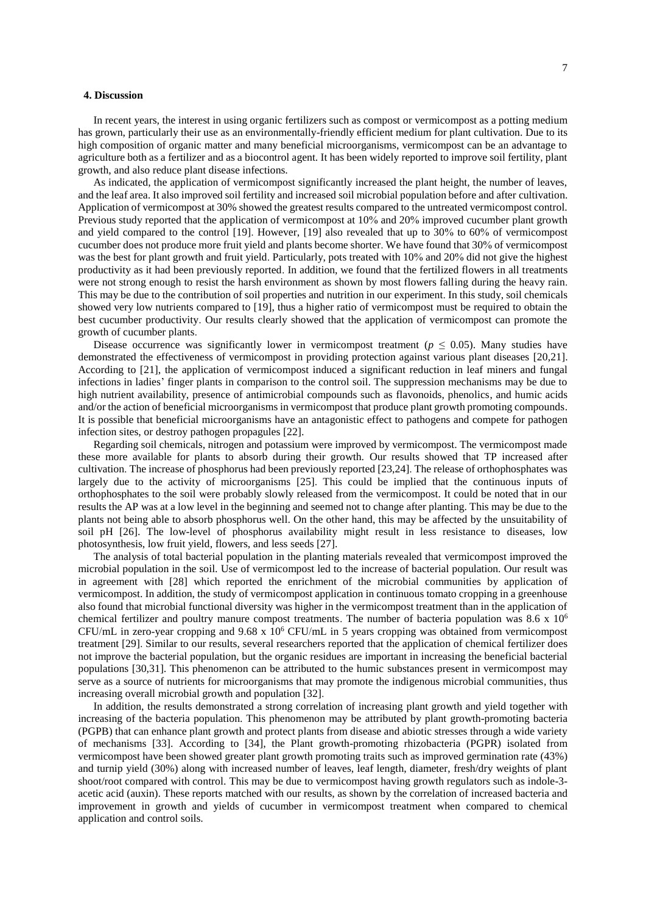## 4. Discussion

In recent years, the interest in using organic fertilizers such as compost or vermicompost as a potting medium has grown, particularly their use as an environmentally-friendly efficient medium for plant cultivation. Due to its high composition of organic matter and many beneficial microorganisms, vermicompost can be an advantage to agriculture both as a fertilizer and as a biocontrol agent. It has been widely reported to improve soil fertility, plant growth, and also reduce plant disease infections.

As indicated, the application of vermicompost significantly increased the plant height, the number of leaves, and the leaf area. It also improved soil fertility and increased soil microbial population before and after cultivation. Application of vermicompost at 30% showed the greatest results compared to the untreated vermicompost control. Previous study reported that the application of vermicompost at 10% and 20% improved cucumber plant growth and yield compared to the control [19]. However, [19] also revealed that up to 30% to 60% of vermicompost cucumber does not produce more fruit yield and plants become shorter. We have found that 30% of vermicompost was the best for plant growth and fruit yield. Particularly, pots treated with 10% and 20% did not give the highest productivity as it had been previously reported. In addition, we found that the fertilized flowers in all treatments were not strong enough to resist the harsh environment as shown by most flowers falling during the heavy rain. This may be due to the contribution of soil properties and nutrition in our experiment. In this study, soil chemicals showed very low nutrients compared to [19], thus a higher ratio of vermicompost must be required to obtain the best cucumber productivity. Our results clearly showed that the application of vermicompost can promote the growth of cucumber plants.

Disease occurrence was significantly lower in vermicompost treatment ($p \leq 0.05$). Many studies have demonstrated the effectiveness of vermicompost in providing protection against various plant diseases [20,21]. According to [21], the application of vermicompost induced a significant reduction in leaf miners and fungal infections in ladies' finger plants in comparison to the control soil. The suppression mechanisms may be due to high nutrient availability, presence of antimicrobial compounds such as flavonoids, phenolics, and humic acids and/or the action of beneficial microorganisms in vermicompost that produce plant growth promoting compounds. It is possible that beneficial microorganisms have an antagonistic effect to pathogens and compete for pathogen infection sites, or destroy pathogen propagules [22].

Regarding soil chemicals, nitrogen and potassium were improved by vermicompost. The vermicompost made these more available for plants to absorb during their growth. Our results showed that TP increased after cultivation. The increase of phosphorus had been previously reported [23,24]. The release of orthophosphates was largely due to the activity of microorganisms [25]. This could be implied that the continuous inputs of orthophosphates to the soil were probably slowly released from the vermicompost. It could be noted that in our results the AP was at a low level in the beginning and seemed not to change after planting. This may be due to the plants not being able to absorb phosphorus well. On the other hand, this may be affected by the unsuitability of soil pH [26]. The low-level of phosphorus availability might result in less resistance to diseases, low photosynthesis, low fruit yield, flowers, and less seeds [27].

The analysis of total bacterial population in the planting materials revealed that vermicompost improved the microbial population in the soil. Use of vermicompost led to the increase of bacterial population. Our result was in agreement with [28] which reported the enrichment of the microbial communities by application of vermicompost. In addition, the study of vermicompost application in continuous tomato cropping in a greenhouse also found that microbial functional diversity was higher in the vermicompost treatment than in the application of chemical fertilizer and poultry manure compost treatments. The number of bacteria population was $8.6 \times 10^6$ CFU/mL in zero-year cropping and $9.68 \times 10^6$ CFU/mL in 5 years cropping was obtained from vermicompost treatment [29]. Similar to our results, several researchers reported that the application of chemical fertilizer does not improve the bacterial population, but the organic residues are important in increasing the beneficial bacterial populations [30,31]. This phenomenon can be attributed to the humic substances present in vermicompost may serve as a source of nutrients for microorganisms that may promote the indigenous microbial communities, thus increasing overall microbial growth and population [32].

In addition, the results demonstrated a strong correlation of increasing plant growth and yield together with increasing of the bacteria population. This phenomenon may be attributed by plant growth-promoting bacteria (PGPB) that can enhance plant growth and protect plants from disease and abiotic stresses through a wide variety of mechanisms [33]. According to [34], the Plant growth-promoting rhizobacteria (PGPR) isolated from vermicompost have been showed greater plant growth promoting traits such as improved germination rate (43%) and turnip yield (30%) along with increased number of leaves, leaf length, diameter, fresh/dry weights of plant shoot/root compared with control. This may be due to vermicompost having growth regulators such as indole-3-acetic acid (auxin). These reports matched with our results, as shown by the correlation of increased bacteria and improvement in growth and yields of cucumber in vermicompost treatment when compared to chemical application and control soils.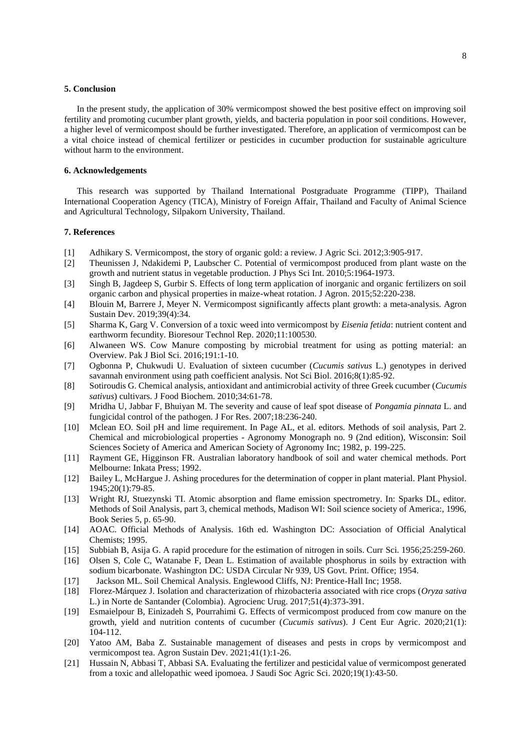## 5. Conclusion

In the present study, the application of 30% vermicompost showed the best positive effect on improving soil fertility and promoting cucumber plant growth, yields, and bacteria population in poor soil conditions. However, a higher level of vermicompost should be further investigated. Therefore, an application of vermicompost can be a vital choice instead of chemical fertilizer or pesticides in cucumber production for sustainable agriculture without harm to the environment.

## 6. Acknowledgements

This research was supported by Thailand International Postgraduate Programme (TIPP), Thailand International Cooperation Agency (TICA), Ministry of Foreign Affair, Thailand and Faculty of Animal Science and Agricultural Technology, Silpakorn University, Thailand.

## 7. References

[1] Adhikary S. Vermicompost, the story of organic gold: a review. J Agric Sci. 2012;3:905-917.

[2] Theunissen J, Ndakidemi P, Laubscher C. Potential of vermicompost produced from plant waste on the growth and nutrient status in vegetable production. J Phys Sci Int. 2010;5:1964-1973.

[3] Singh B, Jagdeep S, Gurbir S. Effects of long term application of inorganic and organic fertilizers on soil organic carbon and physical properties in maize-wheat rotation. J Agron. 2015;52:220-238.

[4] Blouin M, Barrere J, Meyer N. Vermicompost significantly affects plant growth: a meta-analysis. Agron Sustain Dev. 2019;39(4):34.

[5] Sharma K, Garg V. Conversion of a toxic weed into vermicompost by *Eisenia fetida*: nutrient content and earthworm fecundity. Bioresour Technol Rep. 2020;11:100530.

[6] Alwaneen WS. Cow Manure composting by microbial treatment for using as potting material: an Overview. Pak J Biol Sci. 2016;191:1-10.

[7] Ogbonna P, Chukwudi U. Evaluation of sixteen cucumber (*Cucumis sativus* L.) genotypes in derived savannah environment using path coefficient analysis. Not Sci Biol. 2016;8(1):85-92.

[8] Sotiroudis G. Chemical analysis, antioxidant and antimicrobial activity of three Greek cucumber (*Cucumis sativus*) cultivars. J Food Biochem. 2010;34:61-78.

[9] Mridha U, Jabbar F, Bhuiyan M. The severity and cause of leaf spot disease of *Pongamia pinnata* L. and fungicidal control of the pathogen. J For Res. 2007;18:236-240.

[10] Mclean EO. Soil pH and lime requirement. In Page AL, et al. editors. Methods of soil analysis, Part 2. Chemical and microbiological properties - Agronomy Monograph no. 9 (2nd edition), Wisconsin: Soil Sciences Society of America and American Society of Agronomy Inc; 1982, p. 199-225.

[11] Rayment GE, Higginson FR. Australian laboratory handbook of soil and water chemical methods. Port Melbourne: Inkata Press; 1992.

[12] Bailey L, McHargue J. Ashing procedures for the determination of copper in plant material. Plant Physiol. 1945;20(1):79-85.

[13] Wright RJ, Stuezynski TI. Atomic absorption and flame emission spectrometry. In: Sparks DL, editor. Methods of Soil Analysis, part 3, chemical methods, Madison WI: Soil science society of America:, 1996, Book Series 5, p. 65-90.

[14] AOAC. Official Methods of Analysis. 16th ed. Washington DC: Association of Official Analytical Chemists; 1995.

[15] Subbiah B, Asija G. A rapid procedure for the estimation of nitrogen in soils. Curr Sci. 1956;25:259-260.

[16] Olsen S, Cole C, Watanabe F, Dean L. Estimation of available phosphorus in soils by extraction with sodium bicarbonate. Washington DC: USDA Circular Nr 939, US Govt. Print. Office; 1954.

[17] Jackson ML. Soil Chemical Analysis. Englewood Cliffs, NJ: Prentice-Hall Inc; 1958.

[18] Florez-Márquez J. Isolation and characterization of rhizobacteria associated with rice crops (*Oryza sativa* L.) in Norte de Santander (Colombia). Agrocienc Urug. 2017;51(4):373-391.

[19] Esmaielpour B, Einizadeh S, Pourrahimi G. Effects of vermicompost produced from cow manure on the growth, yield and nutrition contents of cucumber (*Cucumis sativus*). J Cent Eur Agric. 2020;21(1): 104-112.

[20] Yatoo AM, Baba Z. Sustainable management of diseases and pests in crops by vermicompost and vermicompost tea. Agron Sustain Dev. 2021;41(1):1-26.

[21] Hussain N, Abbasi T, Abbasi SA. Evaluating the fertilizer and pesticidal value of vermicompost generated from a toxic and allelopathic weed ipomoea. J Saudi Soc Agric Sci. 2020;19(1):43-50.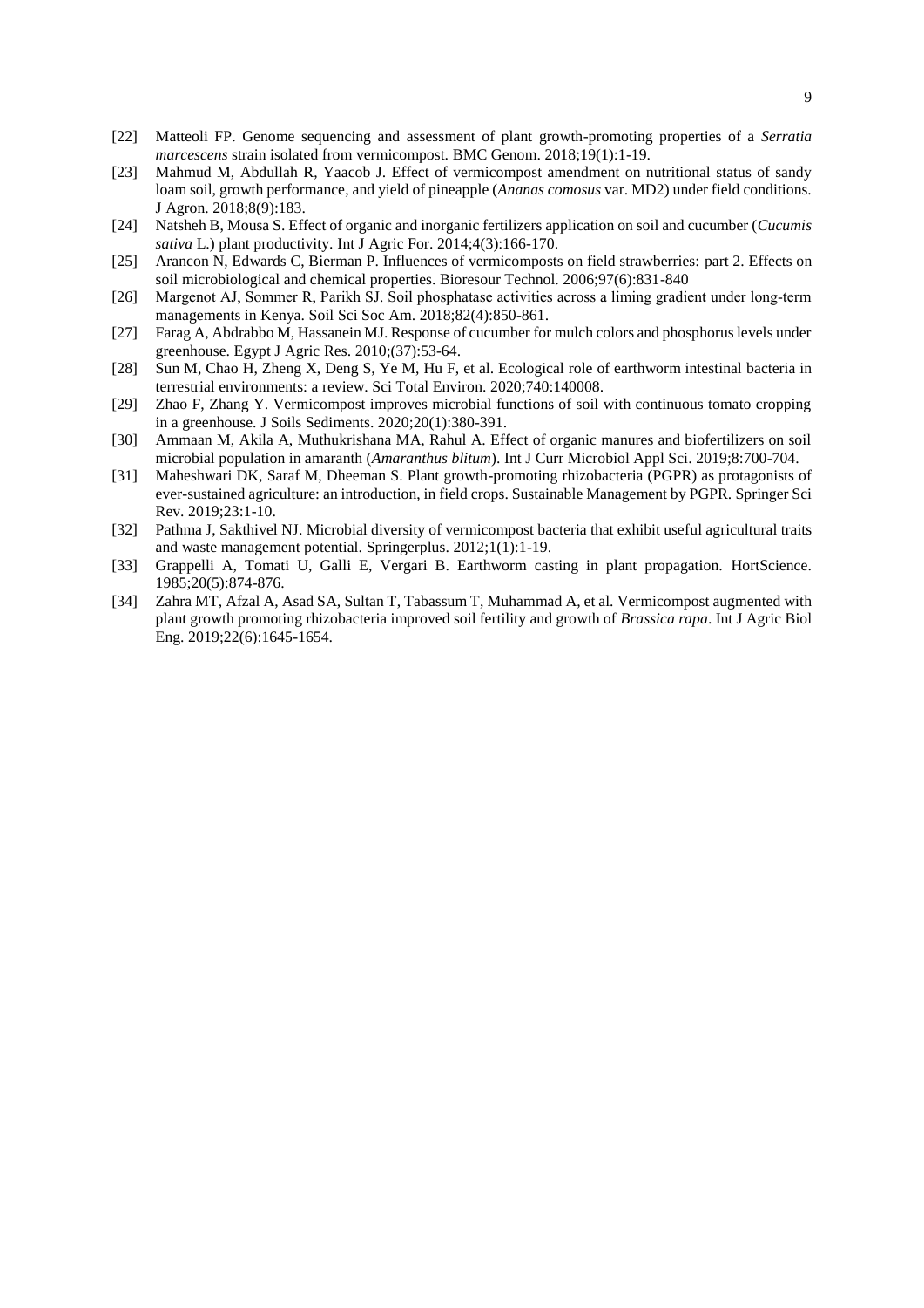[22] Matteoli FP. Genome sequencing and assessment of plant growth-promoting properties of a *Serratia marcescens* strain isolated from vermicompost. BMC Genom. 2018;19(1):1-19.

[23] Mahmud M, Abdullah R, Yaacob J. Effect of vermicompost amendment on nutritional status of sandy loam soil, growth performance, and yield of pineapple (*Ananas comosus* var. MD2) under field conditions. J Agron. 2018;8(9):183.

[24] Natsheh B, Mousa S. Effect of organic and inorganic fertilizers application on soil and cucumber (*Cucumis sativa* L.) plant productivity. Int J Agric For. 2014;4(3):166-170.

[25] Arancon N, Edwards C, Bierman P. Influences of vermicomposts on field strawberries: part 2. Effects on soil microbiological and chemical properties. Bioresour Technol. 2006;97(6):831-840

[26] Margenot AJ, Sommer R, Parikh SJ. Soil phosphatase activities across a liming gradient under long-term managements in Kenya. Soil Sci Soc Am. 2018;82(4):850-861.

[27] Farag A, Abdrabbo M, Hassanein MJ. Response of cucumber for mulch colors and phosphorus levels under greenhouse. Egypt J Agric Res. 2010;(37):53-64.

[28] Sun M, Chao H, Zheng X, Deng S, Ye M, Hu F, et al. Ecological role of earthworm intestinal bacteria in terrestrial environments: a review. Sci Total Environ. 2020;740:140008.

[29] Zhao F, Zhang Y. Vermicompost improves microbial functions of soil with continuous tomato cropping in a greenhouse. J Soils Sediments. 2020;20(1):380-391.

[30] Ammaan M, Akila A, Muthukrishana MA, Rahul A. Effect of organic manures and biofertilizers on soil microbial population in amaranth (*Amaranthus blitum*). Int J Curr Microbiol Appl Sci. 2019;8:700-704.

[31] Maheshwari DK, Saraf M, Dheeman S. Plant growth-promoting rhizobacteria (PGPR) as protagonists of ever-sustained agriculture: an introduction, in field crops. Sustainable Management by PGPR. Springer Sci Rev. 2019;23:1-10.

[32] Pathma J, Sakthivel NJ. Microbial diversity of vermicompost bacteria that exhibit useful agricultural traits and waste management potential. Springerplus. 2012;1(1):1-19.

[33] Grappelli A, Tomati U, Galli E, Vergari B. Earthworm casting in plant propagation. HortScience. 1985;20(5):874-876.

[34] Zahra MT, Afzal A, Asad SA, Sultan T, Tabassum T, Muhammad A, et al. Vermicompost augmented with plant growth promoting rhizobacteria improved soil fertility and growth of *Brassica rapa*. Int J Agric Biol Eng. 2019;22(6):1645-1654.